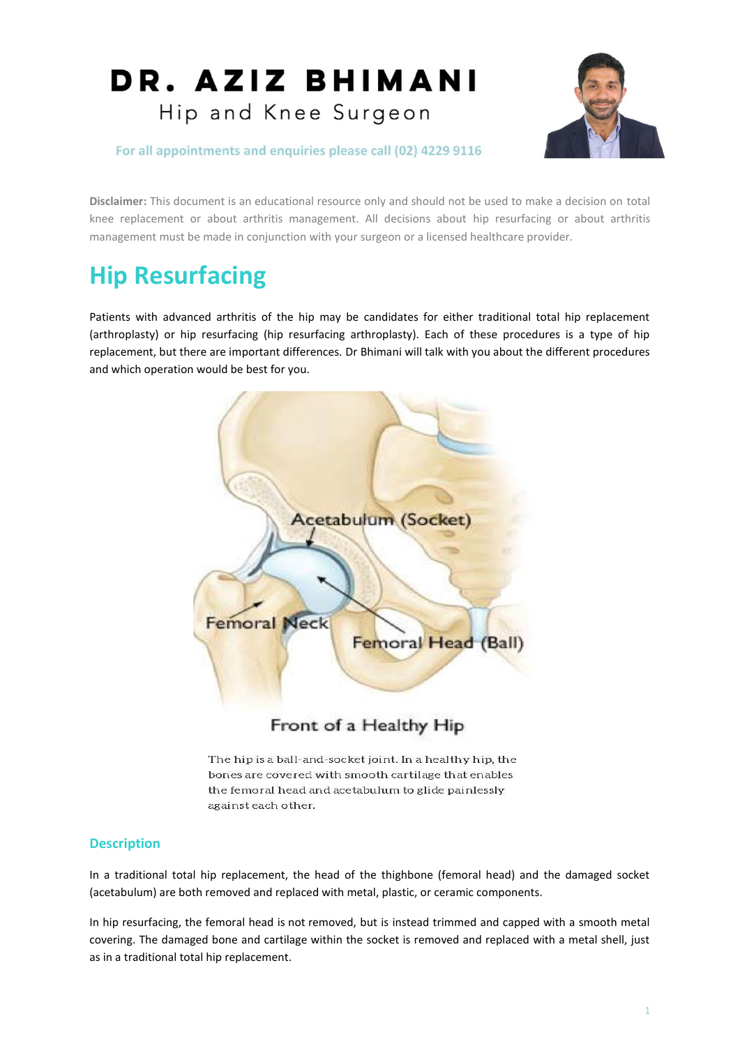# DR. AZIZ BHIMANI

Hip and Knee Surgeon

For all appointments and enquiries please call (02) 4229 9116

**Disclaimer:** This document is an educational resource only and should not be used to make a decision on total knee replacement or about arthritis management. All decisions about hip resurfacing or about arthritis management must be made in conjunction with your surgeon or a licensed healthcare provider.

## Hip Resurfacing

Patients with advanced arthritis of the hip may be candidates for either traditional total hip replacement (arthroplasty) or hip resurfacing (hip resurfacing arthroplasty). Each of these procedures is a type of hip replacement, but there are important differences. Dr Bhimani will talk with you about the different procedures and which operation would be best for you.

Acetabulum (Socket)

Femoral Neck

Femoral Head (Ball)

Front of a Healthy Hip

The hip is a ball-and-socket joint. In a healthy hip, the bones are covered with smooth cartilage that enables the femoral head and acetabulum to glide painlessly against each other.

### Description

In a traditional total hip replacement, the head of the thighbone (femoral head) and the damaged socket (acetabulum) are both removed and replaced with metal, plastic, or ceramic components.

In hip resurfacing, the femoral head is not removed, but is instead trimmed and capped with a smooth metal covering. The damaged bone and cartilage within the socket is removed and replaced with a metal shell, just as in a traditional total hip replacement.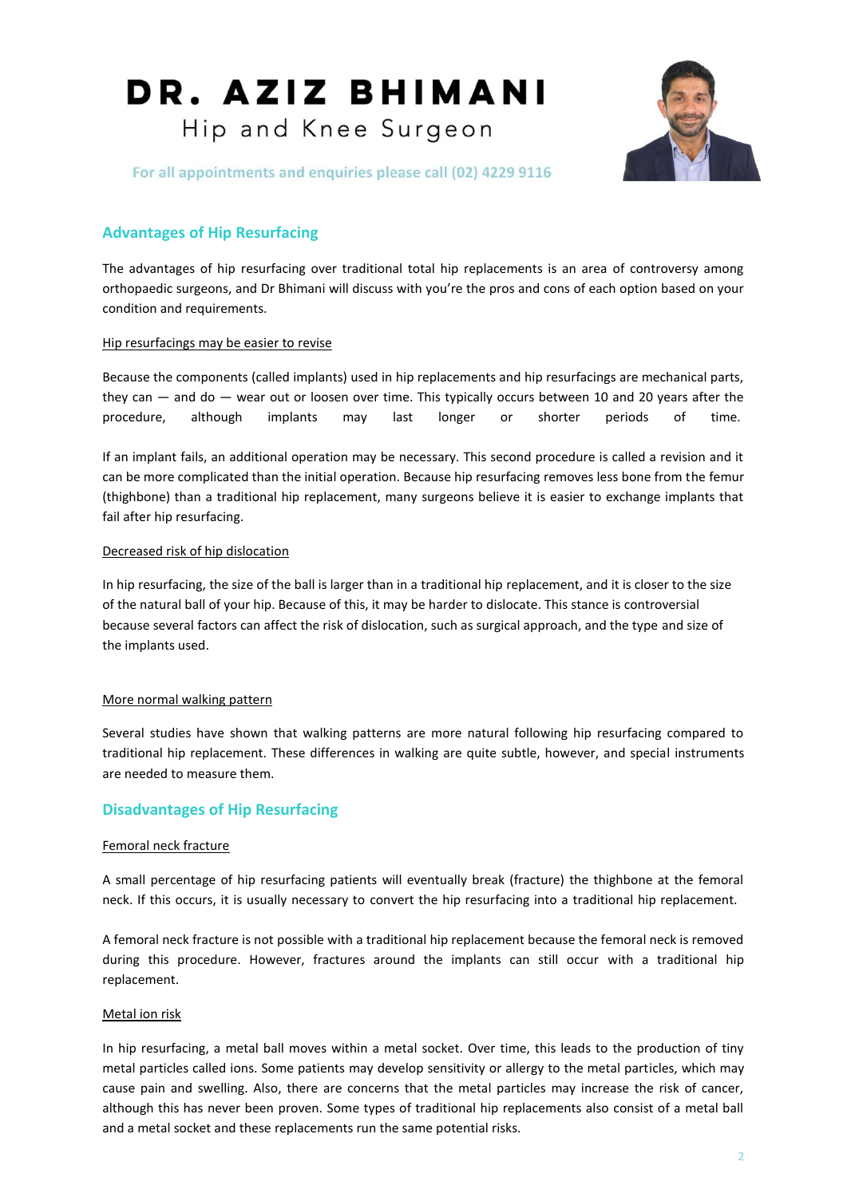## Advantages of Hip Resurfacing

The advantages of hip resurfacing over traditional total hip replacements is an area of controversy among orthopaedic surgeons, and Dr Bhimani will discuss with you're the pros and cons of each option based on your condition and requirements.

### Hip resurfacings may be easier to revise

Because the components (called implants) used in hip replacements and hip resurfacings are mechanical parts, they can — and do — wear out or loosen over time. This typically occurs between 10 and 20 years after the procedure, although implants may last longer or shorter periods of time.

If an implant fails, an additional operation may be necessary. This second procedure is called a revision and it can be more complicated than the initial operation. Because hip resurfacing removes less bone from the femur (thighbone) than a traditional hip replacement, many surgeons believe it is easier to exchange implants that fail after hip resurfacing.

### Decreased risk of hip dislocation

In hip resurfacing, the size of the ball is larger than in a traditional hip replacement, and it is closer to the size of the natural ball of your hip. Because of this, it may be harder to dislocate. This stance is controversial because several factors can affect the risk of dislocation, such as surgical approach, and the type and size of the implants used.

### More normal walking pattern

Several studies have shown that walking patterns are more natural following hip resurfacing compared to traditional hip replacement. These differences in walking are quite subtle, however, and special instruments are needed to measure them.

## Disadvantages of Hip Resurfacing

### Femoral neck fracture

A small percentage of hip resurfacing patients will eventually break (fracture) the thighbone at the femoral neck. If this occurs, it is usually necessary to convert the hip resurfacing into a traditional hip replacement.

A femoral neck fracture is not possible with a traditional hip replacement because the femoral neck is removed during this procedure. However, fractures around the implants can still occur with a traditional hip replacement.

### Metal ion risk

In hip resurfacing, a metal ball moves within a metal socket. Over time, this leads to the production of tiny metal particles called ions. Some patients may develop sensitivity or allergy to the metal particles, which may cause pain and swelling. Also, there are concerns that the metal particles may increase the risk of cancer, although this has never been proven. Some types of traditional hip replacements also consist of a metal ball and a metal socket and these replacements run the same potential risks.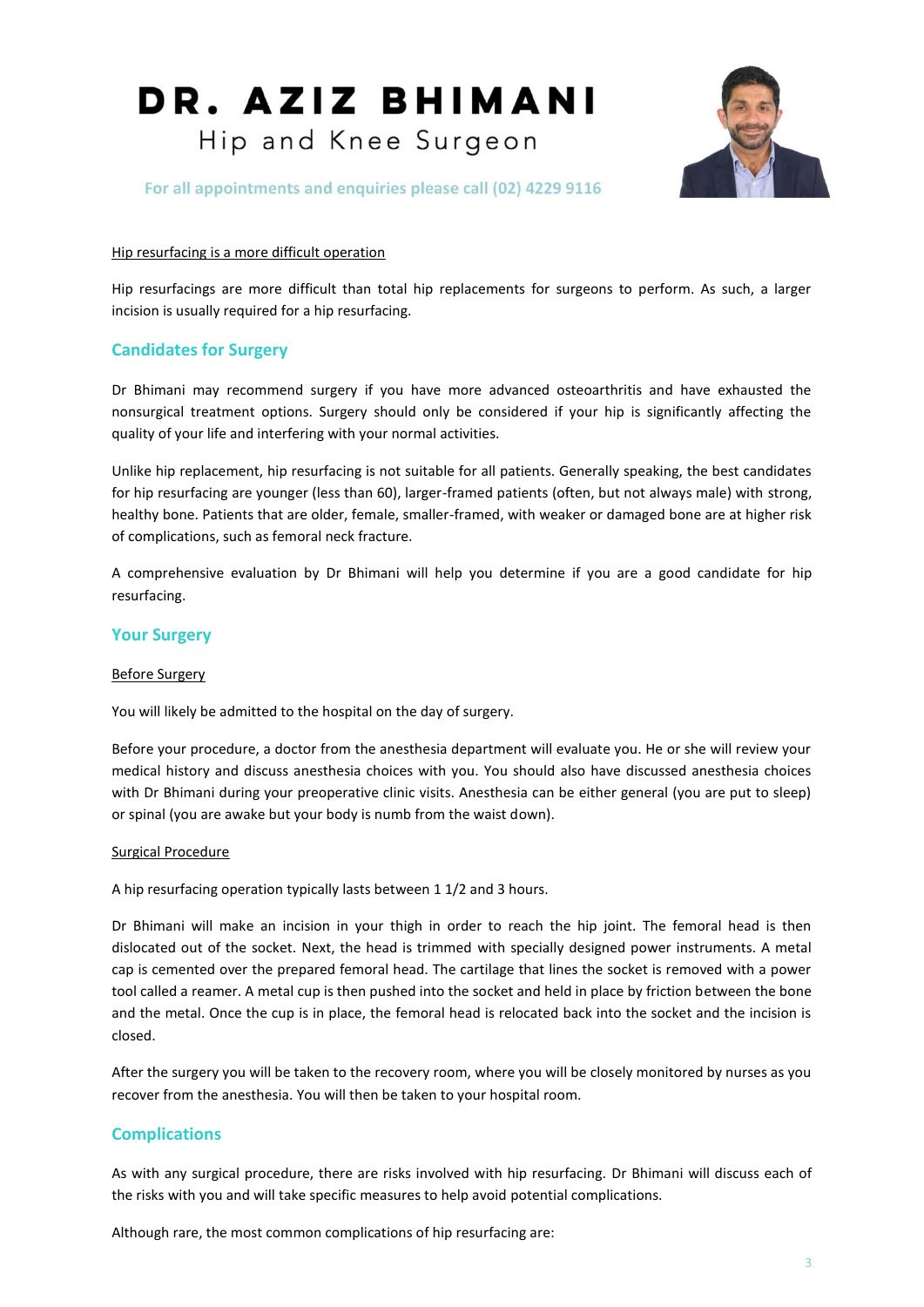Hip resurfacing is a more difficult operation

Hip resurfacings are more difficult than total hip replacements for surgeons to perform. As such, a larger incision is usually required for a hip resurfacing.

## Candidates for Surgery

Dr Bhimani may recommend surgery if you have more advanced osteoarthritis and have exhausted the nonsurgical treatment options. Surgery should only be considered if your hip is significantly affecting the quality of your life and interfering with your normal activities.

Unlike hip replacement, hip resurfacing is not suitable for all patients. Generally speaking, the best candidates for hip resurfacing are younger (less than 60), larger-framed patients (often, but not always male) with strong, healthy bone. Patients that are older, female, smaller-framed, with weaker or damaged bone are at higher risk of complications, such as femoral neck fracture.

A comprehensive evaluation by Dr Bhimani will help you determine if you are a good candidate for hip resurfacing.

## Your Surgery

Before Surgery

You will likely be admitted to the hospital on the day of surgery.

Before your procedure, a doctor from the anesthesia department will evaluate you. He or she will review your medical history and discuss anesthesia choices with you. You should also have discussed anesthesia choices with Dr Bhimani during your preoperative clinic visits. Anesthesia can be either general (you are put to sleep) or spinal (you are awake but your body is numb from the waist down).

Surgical Procedure

A hip resurfacing operation typically lasts between 1 1/2 and 3 hours.

Dr Bhimani will make an incision in your thigh in order to reach the hip joint. The femoral head is then dislocated out of the socket. Next, the head is trimmed with specially designed power instruments. A metal cap is cemented over the prepared femoral head. The cartilage that lines the socket is removed with a power tool called a reamer. A metal cup is then pushed into the socket and held in place by friction between the bone and the metal. Once the cup is in place, the femoral head is relocated back into the socket and the incision is closed.

After the surgery you will be taken to the recovery room, where you will be closely monitored by nurses as you recover from the anesthesia. You will then be taken to your hospital room.

## Complications

As with any surgical procedure, there are risks involved with hip resurfacing. Dr Bhimani will discuss each of the risks with you and will take specific measures to help avoid potential complications.

Although rare, the most common complications of hip resurfacing are: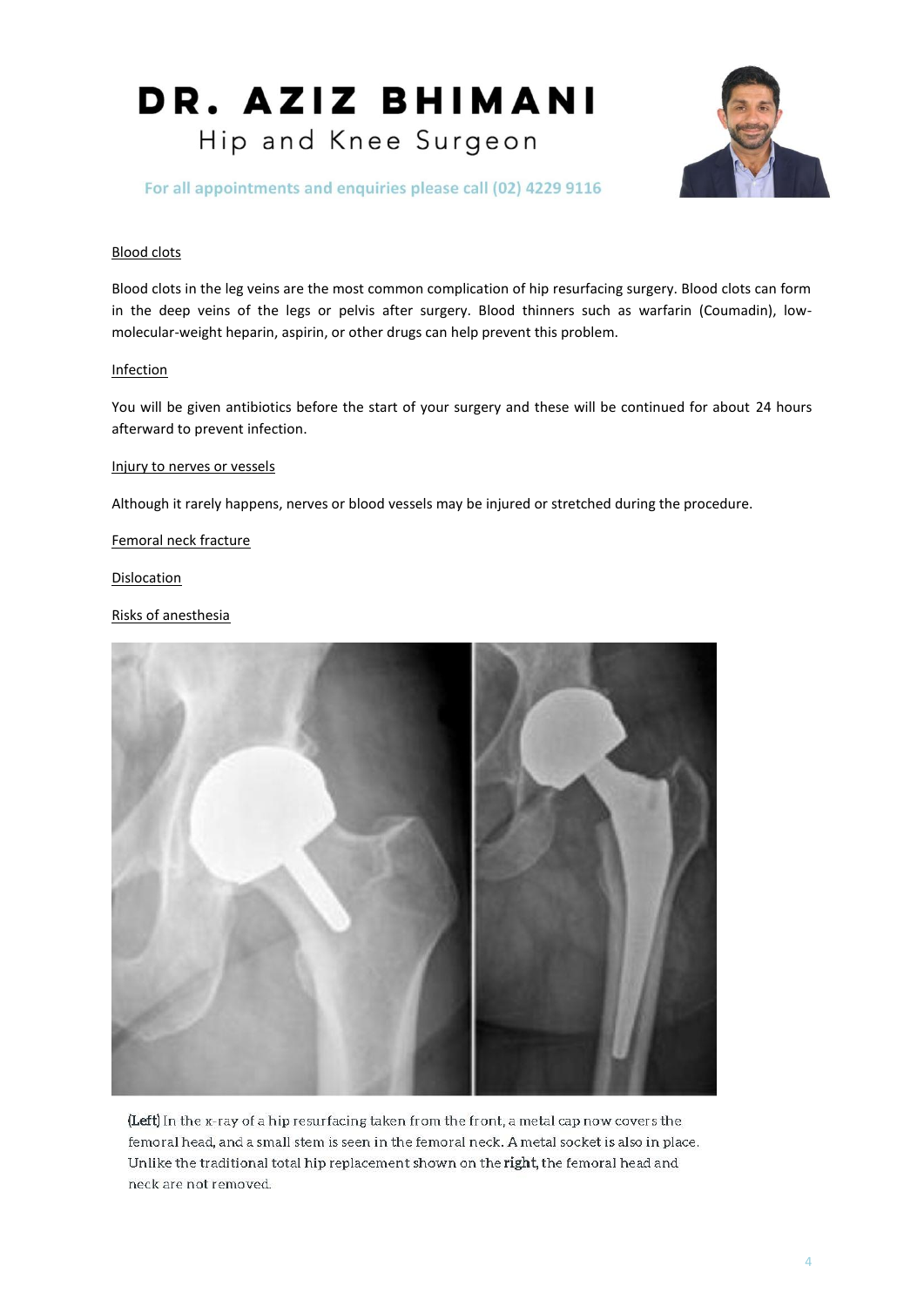Blood clots

Blood clots in the leg veins are the most common complication of hip resurfacing surgery. Blood clots can form in the deep veins of the legs or pelvis after surgery. Blood thinners such as warfarin (Coumadin), low-molecular-weight heparin, aspirin, or other drugs can help prevent this problem.

Infection

You will be given antibiotics before the start of your surgery and these will be continued for about 24 hours afterward to prevent infection.

Injury to nerves or vessels

Although it rarely happens, nerves or blood vessels may be injured or stretched during the procedure.

Femoral neck fracture

Dislocation

Risks of anesthesia

(Left) In the x-ray of a hip resurfacing taken from the front, a metal cap now covers the femoral head, and a small stem is seen in the femoral neck. A metal socket is also in place. Unlike the traditional total hip replacement shown on the right, the femoral head and neck are not removed.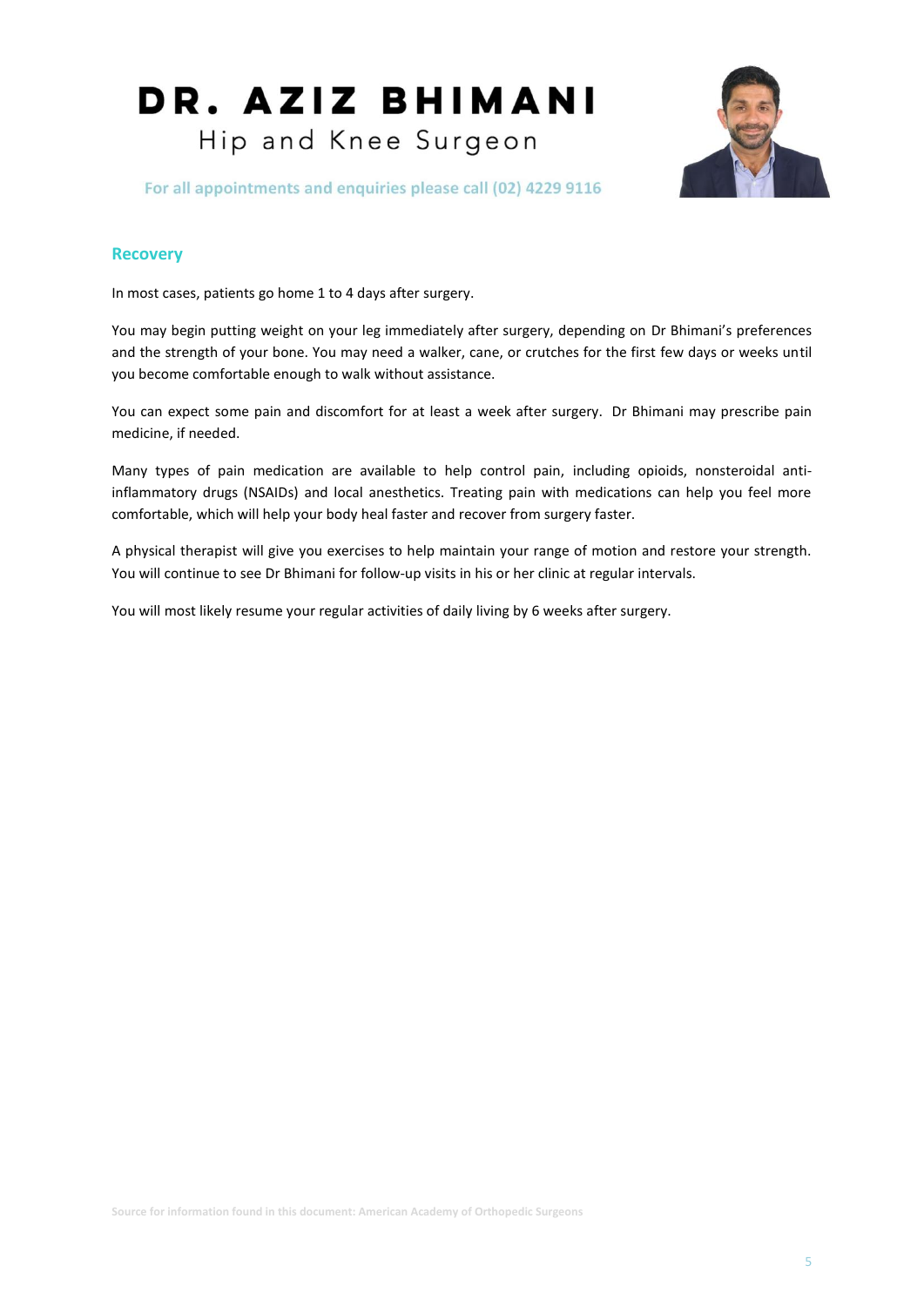## Recovery

In most cases, patients go home 1 to 4 days after surgery.

You may begin putting weight on your leg immediately after surgery, depending on Dr Bhimani's preferences and the strength of your bone. You may need a walker, cane, or crutches for the first few days or weeks until you become comfortable enough to walk without assistance.

You can expect some pain and discomfort for at least a week after surgery. Dr Bhimani may prescribe pain medicine, if needed.

Many types of pain medication are available to help control pain, including opioids, nonsteroidal anti-inflammatory drugs (NSAIDs) and local anesthetics. Treating pain with medications can help you feel more comfortable, which will help your body heal faster and recover from surgery faster.

A physical therapist will give you exercises to help maintain your range of motion and restore your strength. You will continue to see Dr Bhimani for follow-up visits in his or her clinic at regular intervals.

You will most likely resume your regular activities of daily living by 6 weeks after surgery.